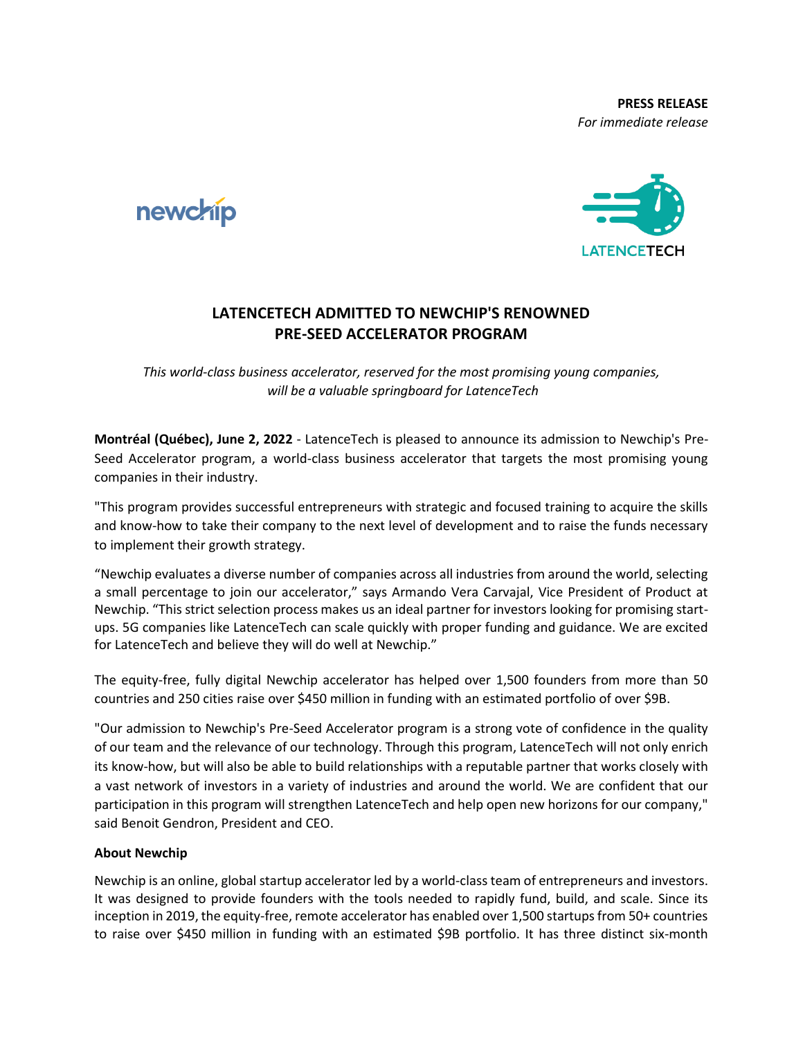**PRESS RELEASE**
*For immediate release*

# LATENCETECH ADMITTED TO NEWCHIP'S RENOWNED PRE-SEED ACCELERATOR PROGRAM

*This world-class business accelerator, reserved for the most promising young companies, will be a valuable springboard for LatenceTech*

**Montréal (Québec), June 2, 2022** - LatenceTech is pleased to announce its admission to Newchip's Pre-Seed Accelerator program, a world-class business accelerator that targets the most promising young companies in their industry.

"This program provides successful entrepreneurs with strategic and focused training to acquire the skills and know-how to take their company to the next level of development and to raise the funds necessary to implement their growth strategy.

"Newchip evaluates a diverse number of companies across all industries from around the world, selecting a small percentage to join our accelerator," says Armando Vera Carvajal, Vice President of Product at Newchip. "This strict selection process makes us an ideal partner for investors looking for promising start-ups. 5G companies like LatenceTech can scale quickly with proper funding and guidance. We are excited for LatenceTech and believe they will do well at Newchip."

The equity-free, fully digital Newchip accelerator has helped over 1,500 founders from more than 50 countries and 250 cities raise over $450 million in funding with an estimated portfolio of over $9B.

"Our admission to Newchip's Pre-Seed Accelerator program is a strong vote of confidence in the quality of our team and the relevance of our technology. Through this program, LatenceTech will not only enrich its know-how, but will also be able to build relationships with a reputable partner that works closely with a vast network of investors in a variety of industries and around the world. We are confident that our participation in this program will strengthen LatenceTech and help open new horizons for our company," said Benoit Gendron, President and CEO.

**About Newchip**

Newchip is an online, global startup accelerator led by a world-class team of entrepreneurs and investors. It was designed to provide founders with the tools needed to rapidly fund, build, and scale. Since its inception in 2019, the equity-free, remote accelerator has enabled over 1,500 startups from 50+ countries to raise over $450 million in funding with an estimated $9B portfolio. It has three distinct six-month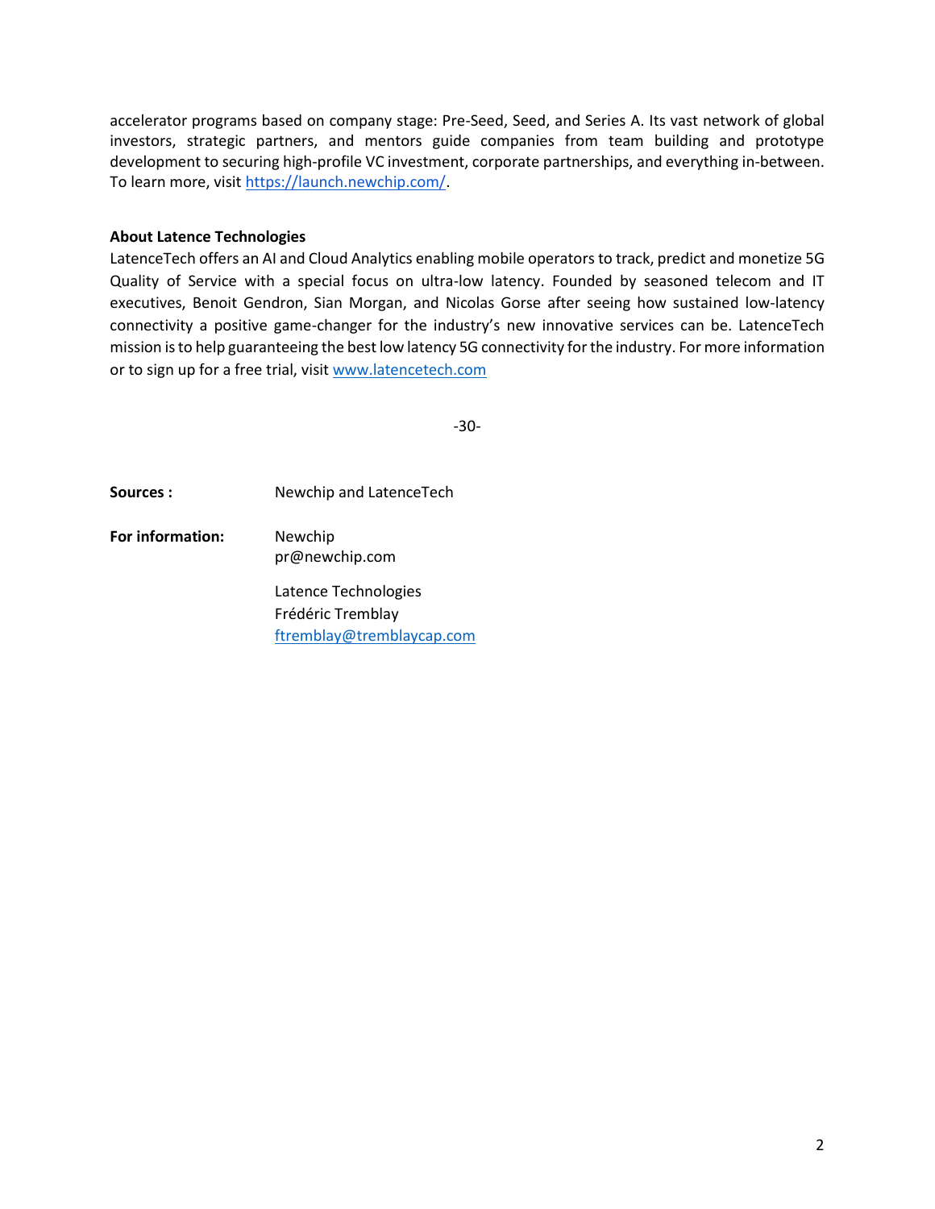accelerator programs based on company stage: Pre-Seed, Seed, and Series A. Its vast network of global investors, strategic partners, and mentors guide companies from team building and prototype development to securing high-profile VC investment, corporate partnerships, and everything in-between. To learn more, visit https://launch.newchip.com/.

**About Latence Technologies**

LatenceTech offers an AI and Cloud Analytics enabling mobile operators to track, predict and monetize 5G Quality of Service with a special focus on ultra-low latency. Founded by seasoned telecom and IT executives, Benoit Gendron, Sian Morgan, and Nicolas Gorse after seeing how sustained low-latency connectivity a positive game-changer for the industry's new innovative services can be. LatenceTech mission is to help guaranteeing the best low latency 5G connectivity for the industry. For more information or to sign up for a free trial, visit www.latencetech.com

-30-

**Sources :** Newchip and LatenceTech

**For information:** Newchip
pr@newchip.com

Latence Technologies
Frédéric Tremblay
ftremblay@tremblaycap.com